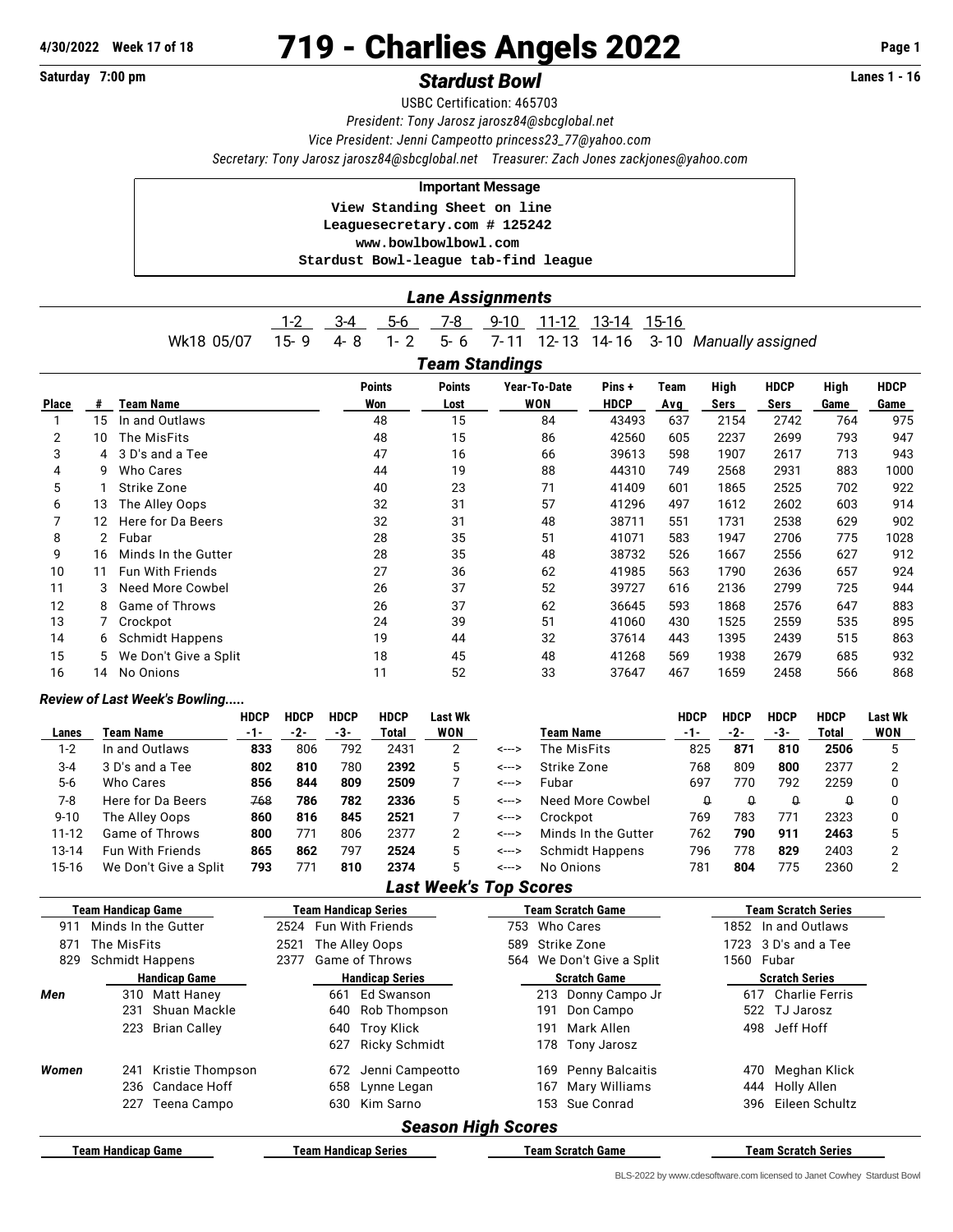4/30/2022 Week 17 of 18

# 719 - Charlies Angels 2022

Saturday 7:00 pm

## *Stardust Bowl*

Lanes 1 - 16

USBC Certification: 465703

*President: Tony Jarosz jarosz84@sbcglobal.net*

*Vice President: Jenni Campeotto princess23_77@yahoo.com*

*Secretary: Tony Jarosz jarosz84@sbcglobal.net Treasurer: Zach Jones zackjones@yahoo.com*

**Important Message**

View Standing Sheet on line
Leaguesecretary.com # 125242
www.bowlbowlbowl.com
Stardust Bowl-league tab-find league

## *Lane Assignments*

| | 1-2 | 3-4 | 5-6 | 7-8 | 9-10 | 11-12 | 13-14 | 15-16 | |
|---|---|---|---|---|---|---|---|---|---|
| Wk18 05/07 | 15- 9 | 4- 8 | 1- 2 | 5- 6 | 7-11 | 12-13 | 14-16 | 3-10 | *Manually assigned* |

## *Team Standings*

| Place | # | Team Name | Points Won | Points Lost | Year-To-Date WON | Pins + HDCP | Team Avg | High Sers | HDCP Sers | High Game | HDCP Game |
|---|---|---|---|---|---|---|---|---|---|---|---|
| 1 | 15 | In and Outlaws | 48 | 15 | 84 | 43493 | 637 | 2154 | 2742 | 764 | 975 |
| 2 | 10 | The MisFits | 48 | 15 | 86 | 42560 | 605 | 2237 | 2699 | 793 | 947 |
| 3 | 4 | 3 D's and a Tee | 47 | 16 | 66 | 39613 | 598 | 1907 | 2617 | 713 | 943 |
| 4 | 9 | Who Cares | 44 | 19 | 88 | 44310 | 749 | 2568 | 2931 | 883 | 1000 |
| 5 | 1 | Strike Zone | 40 | 23 | 71 | 41409 | 601 | 1865 | 2525 | 702 | 922 |
| 6 | 13 | The Alley Oops | 32 | 31 | 57 | 41296 | 497 | 1612 | 2602 | 603 | 914 |
| 7 | 12 | Here for Da Beers | 32 | 31 | 48 | 38711 | 551 | 1731 | 2538 | 629 | 902 |
| 8 | 2 | Fubar | 28 | 35 | 51 | 41071 | 583 | 1947 | 2706 | 775 | 1028 |
| 9 | 16 | Minds In the Gutter | 28 | 35 | 48 | 38732 | 526 | 1667 | 2556 | 627 | 912 |
| 10 | 11 | Fun With Friends | 27 | 36 | 62 | 41985 | 563 | 1790 | 2636 | 657 | 924 |
| 11 | 3 | Need More Cowbel | 26 | 37 | 52 | 39727 | 616 | 2136 | 2799 | 725 | 944 |
| 12 | 8 | Game of Throws | 26 | 37 | 62 | 36645 | 593 | 1868 | 2576 | 647 | 883 |
| 13 | 7 | Crockpot | 24 | 39 | 51 | 41060 | 430 | 1525 | 2559 | 535 | 895 |
| 14 | 6 | Schmidt Happens | 19 | 44 | 32 | 37614 | 443 | 1395 | 2439 | 515 | 863 |
| 15 | 5 | We Don't Give a Split | 18 | 45 | 48 | 41268 | 569 | 1938 | 2679 | 685 | 932 |
| 16 | 14 | No Onions | 11 | 52 | 33 | 37647 | 467 | 1659 | 2458 | 566 | 868 |

### *Review of Last Week's Bowling.....*

| Lanes | Team Name | HDCP -1- | HDCP -2- | HDCP -3- | HDCP Total | Last Wk WON | | Team Name | HDCP -1- | HDCP -2- | HDCP -3- | HDCP Total | Last Wk WON |
|---|---|---|---|---|---|---|---|---|---|---|---|---|---|
| 1-2 | In and Outlaws | **833** | 806 | 792 | 2431 | 2 | <---> | The MisFits | 825 | **871** | **810** | **2506** | 5 |
| 3-4 | 3 D's and a Tee | **802** | **810** | 780 | **2392** | 5 | <---> | Strike Zone | 768 | 809 | **800** | 2377 | 2 |
| 5-6 | Who Cares | **856** | **844** | **809** | **2509** | 7 | <---> | Fubar | 697 | 770 | 792 | 2259 | 0 |
| 7-8 | Here for Da Beers | ~~768~~ | **786** | **782** | **2336** | 5 | <---> | Need More Cowbel | ~~0~~ | ~~0~~ | ~~0~~ | ~~0~~ | 0 |
| 9-10 | The Alley Oops | **860** | **816** | **845** | **2521** | 7 | <---> | Crockpot | 769 | 783 | 771 | 2323 | 0 |
| 11-12 | Game of Throws | **800** | 771 | 806 | 2377 | 2 | <---> | Minds In the Gutter | 762 | **790** | **911** | **2463** | 5 |
| 13-14 | Fun With Friends | **865** | **862** | 797 | **2524** | 5 | <---> | Schmidt Happens | 796 | 778 | **829** | 2403 | 2 |
| 15-16 | We Don't Give a Split | **793** | 771 | **810** | **2374** | 5 | <---> | No Onions | 781 | **804** | 775 | 2360 | 2 |

## *Last Week's Top Scores*

| Team Handicap Game | Team Handicap Series | Team Scratch Game | Team Scratch Series |
|---|---|---|---|
| 911 Minds In the Gutter | 2524 Fun With Friends | 753 Who Cares | 1852 In and Outlaws |
| 871 The MisFits | 2521 The Alley Oops | 589 Strike Zone | 1723 3 D's and a Tee |
| 829 Schmidt Happens | 2377 Game of Throws | 564 We Don't Give a Split | 1560 Fubar |

| | Handicap Game | Handicap Series | Scratch Game | Scratch Series |
|---|---|---|---|---|
| *Men* | 310 Matt Haney | 661 Ed Swanson | 213 Donny Campo Jr | 617 Charlie Ferris |
| | 231 Shuan Mackle | 640 Rob Thompson | 191 Don Campo | 522 TJ Jarosz |
| | 223 Brian Calley | 640 Troy Klick | 191 Mark Allen | 498 Jeff Hoff |
| | | 627 Ricky Schmidt | 178 Tony Jarosz | |
| *Women* | 241 Kristie Thompson | 672 Jenni Campeotto | 169 Penny Balcaitis | 470 Meghan Klick |
| | 236 Candace Hoff | 658 Lynne Legan | 167 Mary Williams | 444 Holly Allen |
| | 227 Teena Campo | 630 Kim Sarno | 153 Sue Conrad | 396 Eileen Schultz |

## *Season High Scores*

| Team Handicap Game | Team Handicap Series | Team Scratch Game | Team Scratch Series |
|---|---|---|---|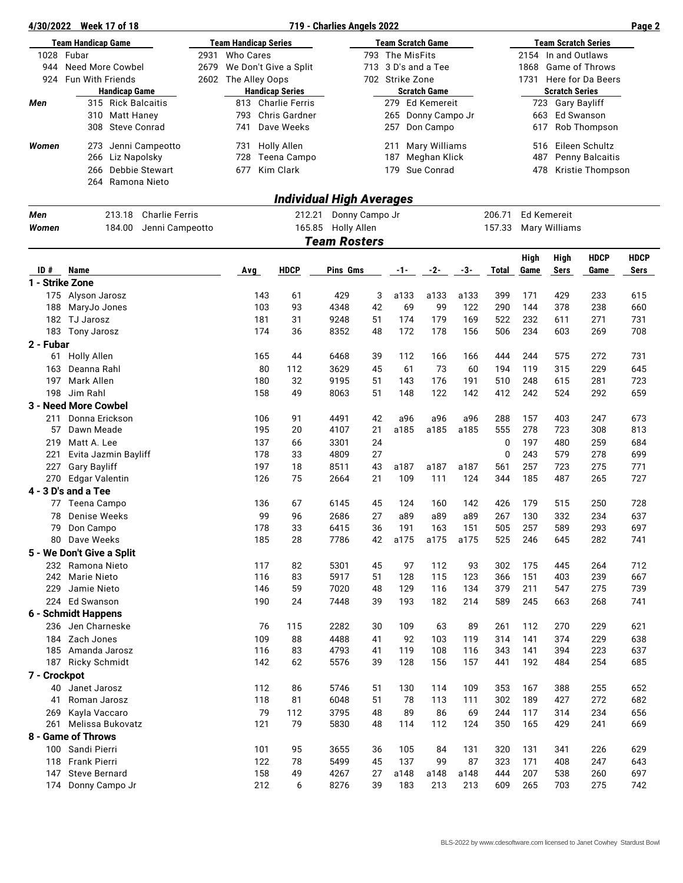4/30/2022 Week 17 of 18 — 719 - Charlies Angels 2022

| Team Handicap Game | | Team Handicap Series | | Team Scratch Game | | Team Scratch Series | |
|---|---|---|---|---|---|---|---|
| 1028 | Fubar | 2931 | Who Cares | 793 | The MisFits | 2154 | In and Outlaws |
| 944 | Need More Cowbel | 2679 | We Don't Give a Split | 713 | 3 D's and a Tee | 1868 | Game of Throws |
| 924 | Fun With Friends | 2602 | The Alley Oops | 702 | Strike Zone | 1731 | Here for Da Beers |

| | Handicap Game | Handicap Series | Scratch Game | Scratch Series |
|---|---|---|---|---|
| **Men** | 315 Rick Balcaitis | 813 Charlie Ferris | 279 Ed Kemereit | 723 Gary Bayliff |
| | 310 Matt Haney | 793 Chris Gardner | 265 Donny Campo Jr | 663 Ed Swanson |
| | 308 Steve Conrad | 741 Dave Weeks | 257 Don Campo | 617 Rob Thompson |
| **Women** | 273 Jenni Campeotto | 731 Holly Allen | 211 Mary Williams | 516 Eileen Schultz |
| | 266 Liz Napolsky | 728 Teena Campo | 187 Meghan Klick | 487 Penny Balcaitis |
| | 266 Debbie Stewart | 677 Kim Clark | 179 Sue Conrad | 478 Kristie Thompson |
| | 264 Ramona Nieto | | | |

## Individual High Averages

| | | | |
|---|---|---|---|
| **Men** | 213.18 Charlie Ferris | 212.21 Donny Campo Jr | 206.71 Ed Kemereit |
| **Women** | 184.00 Jenni Campeotto | 165.85 Holly Allen | 157.33 Mary Williams |

## Team Rosters

| ID # | Name | Avg | HDCP | Pins | Gms | -1- | -2- | -3- | Total | High Game | High Sers | HDCP Game | HDCP Sers |
|---|---|---|---|---|---|---|---|---|---|---|---|---|---|
| **1 - Strike Zone** | | | | | | | | | | | | | |
| 175 | Alyson Jarosz | 143 | 61 | 429 | 3 | a133 | a133 | a133 | 399 | 171 | 429 | 233 | 615 |
| 188 | MaryJo Jones | 103 | 93 | 4348 | 42 | 69 | 99 | 122 | 290 | 144 | 378 | 238 | 660 |
| 182 | TJ Jarosz | 181 | 31 | 9248 | 51 | 174 | 179 | 169 | 522 | 232 | 611 | 271 | 731 |
| 183 | Tony Jarosz | 174 | 36 | 8352 | 48 | 172 | 178 | 156 | 506 | 234 | 603 | 269 | 708 |
| **2 - Fubar** | | | | | | | | | | | | | |
| 61 | Holly Allen | 165 | 44 | 6468 | 39 | 112 | 166 | 166 | 444 | 244 | 575 | 272 | 731 |
| 163 | Deanna Rahl | 80 | 112 | 3629 | 45 | 61 | 73 | 60 | 194 | 119 | 315 | 229 | 645 |
| 197 | Mark Allen | 180 | 32 | 9195 | 51 | 143 | 176 | 191 | 510 | 248 | 615 | 281 | 723 |
| 198 | Jim Rahl | 158 | 49 | 8063 | 51 | 148 | 122 | 142 | 412 | 242 | 524 | 292 | 659 |
| **3 - Need More Cowbel** | | | | | | | | | | | | | |
| 211 | Donna Erickson | 106 | 91 | 4491 | 42 | a96 | a96 | a96 | 288 | 157 | 403 | 247 | 673 |
| 57 | Dawn Meade | 195 | 20 | 4107 | 21 | a185 | a185 | a185 | 555 | 278 | 723 | 308 | 813 |
| 219 | Matt A. Lee | 137 | 66 | 3301 | 24 | | | | 0 | 197 | 480 | 259 | 684 |
| 221 | Evita Jazmin Bayliff | 178 | 33 | 4809 | 27 | | | | 0 | 243 | 579 | 278 | 699 |
| 227 | Gary Bayliff | 197 | 18 | 8511 | 43 | a187 | a187 | a187 | 561 | 257 | 723 | 275 | 771 |
| 270 | Edgar Valentin | 126 | 75 | 2664 | 21 | 109 | 111 | 124 | 344 | 185 | 487 | 265 | 727 |
| **4 - 3 D's and a Tee** | | | | | | | | | | | | | |
| 77 | Teena Campo | 136 | 67 | 6145 | 45 | 124 | 160 | 142 | 426 | 179 | 515 | 250 | 728 |
| 78 | Denise Weeks | 99 | 96 | 2686 | 27 | a89 | a89 | a89 | 267 | 130 | 332 | 234 | 637 |
| 79 | Don Campo | 178 | 33 | 6415 | 36 | 191 | 163 | 151 | 505 | 257 | 589 | 293 | 697 |
| 80 | Dave Weeks | 185 | 28 | 7786 | 42 | a175 | a175 | a175 | 525 | 246 | 645 | 282 | 741 |
| **5 - We Don't Give a Split** | | | | | | | | | | | | | |
| 232 | Ramona Nieto | 117 | 82 | 5301 | 45 | 97 | 112 | 93 | 302 | 175 | 445 | 264 | 712 |
| 242 | Marie Nieto | 116 | 83 | 5917 | 51 | 128 | 115 | 123 | 366 | 151 | 403 | 239 | 667 |
| 229 | Jamie Nieto | 146 | 59 | 7020 | 48 | 129 | 116 | 134 | 379 | 211 | 547 | 275 | 739 |
| 224 | Ed Swanson | 190 | 24 | 7448 | 39 | 193 | 182 | 214 | 589 | 245 | 663 | 268 | 741 |
| **6 - Schmidt Happens** | | | | | | | | | | | | | |
| 236 | Jen Charneske | 76 | 115 | 2282 | 30 | 109 | 63 | 89 | 261 | 112 | 270 | 229 | 621 |
| 184 | Zach Jones | 109 | 88 | 4488 | 41 | 92 | 103 | 119 | 314 | 141 | 374 | 229 | 638 |
| 185 | Amanda Jarosz | 116 | 83 | 4793 | 41 | 119 | 108 | 116 | 343 | 141 | 394 | 223 | 637 |
| 187 | Ricky Schmidt | 142 | 62 | 5576 | 39 | 128 | 156 | 157 | 441 | 192 | 484 | 254 | 685 |
| **7 - Crockpot** | | | | | | | | | | | | | |
| 40 | Janet Jarosz | 112 | 86 | 5746 | 51 | 130 | 114 | 109 | 353 | 167 | 388 | 255 | 652 |
| 41 | Roman Jarosz | 118 | 81 | 6048 | 51 | 78 | 113 | 111 | 302 | 189 | 427 | 272 | 682 |
| 269 | Kayla Vaccaro | 79 | 112 | 3795 | 48 | 89 | 86 | 69 | 244 | 117 | 314 | 234 | 656 |
| 261 | Melissa Bukovatz | 121 | 79 | 5830 | 48 | 114 | 112 | 124 | 350 | 165 | 429 | 241 | 669 |
| **8 - Game of Throws** | | | | | | | | | | | | | |
| 100 | Sandi Pierri | 101 | 95 | 3655 | 36 | 105 | 84 | 131 | 320 | 131 | 341 | 226 | 629 |
| 118 | Frank Pierri | 122 | 78 | 5499 | 45 | 137 | 99 | 87 | 323 | 171 | 408 | 247 | 643 |
| 147 | Steve Bernard | 158 | 49 | 4267 | 27 | a148 | a148 | a148 | 444 | 207 | 538 | 260 | 697 |
| 174 | Donny Campo Jr | 212 | 6 | 8276 | 39 | 183 | 213 | 213 | 609 | 265 | 703 | 275 | 742 |

BLS-2022 by www.cdesoftware.com licensed to Janet Cowhey Stardust Bowl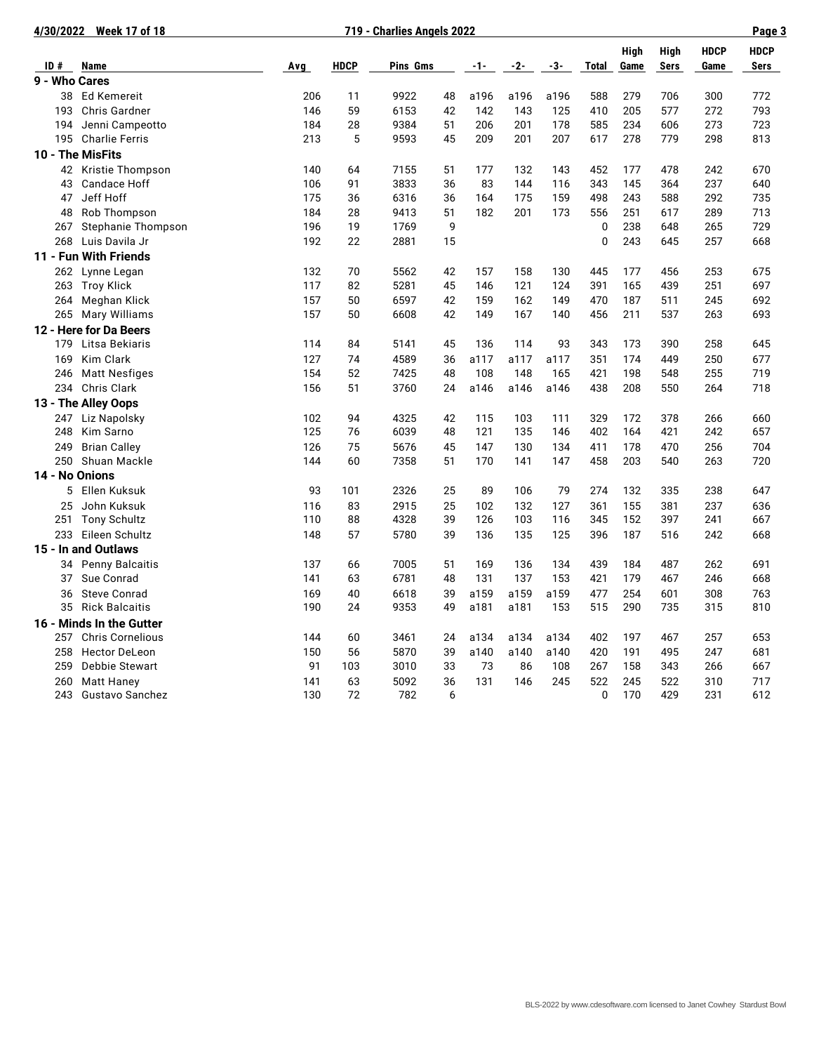| ID # | Name | Avg | HDCP | Pins | Gms | -1- | -2- | -3- | Total | High Game | High Sers | HDCP Game | HDCP Sers |
|---|---|---|---|---|---|---|---|---|---|---|---|---|---|
| **9 - Who Cares** | | | | | | | | | | | | | |
| 38 | Ed Kemereit | 206 | 11 | 9922 | 48 | a196 | a196 | a196 | 588 | 279 | 706 | 300 | 772 |
| 193 | Chris Gardner | 146 | 59 | 6153 | 42 | 142 | 143 | 125 | 410 | 205 | 577 | 272 | 793 |
| 194 | Jenni Campeotto | 184 | 28 | 9384 | 51 | 206 | 201 | 178 | 585 | 234 | 606 | 273 | 723 |
| 195 | Charlie Ferris | 213 | 5 | 9593 | 45 | 209 | 201 | 207 | 617 | 278 | 779 | 298 | 813 |
| **10 - The MisFits** | | | | | | | | | | | | | |
| 42 | Kristie Thompson | 140 | 64 | 7155 | 51 | 177 | 132 | 143 | 452 | 177 | 478 | 242 | 670 |
| 43 | Candace Hoff | 106 | 91 | 3833 | 36 | 83 | 144 | 116 | 343 | 145 | 364 | 237 | 640 |
| 47 | Jeff Hoff | 175 | 36 | 6316 | 36 | 164 | 175 | 159 | 498 | 243 | 588 | 292 | 735 |
| 48 | Rob Thompson | 184 | 28 | 9413 | 51 | 182 | 201 | 173 | 556 | 251 | 617 | 289 | 713 |
| 267 | Stephanie Thompson | 196 | 19 | 1769 | 9 | | | | 0 | 238 | 648 | 265 | 729 |
| 268 | Luis Davila Jr | 192 | 22 | 2881 | 15 | | | | 0 | 243 | 645 | 257 | 668 |
| **11 - Fun With Friends** | | | | | | | | | | | | | |
| 262 | Lynne Legan | 132 | 70 | 5562 | 42 | 157 | 158 | 130 | 445 | 177 | 456 | 253 | 675 |
| 263 | Troy Klick | 117 | 82 | 5281 | 45 | 146 | 121 | 124 | 391 | 165 | 439 | 251 | 697 |
| 264 | Meghan Klick | 157 | 50 | 6597 | 42 | 159 | 162 | 149 | 470 | 187 | 511 | 245 | 692 |
| 265 | Mary Williams | 157 | 50 | 6608 | 42 | 149 | 167 | 140 | 456 | 211 | 537 | 263 | 693 |
| **12 - Here for Da Beers** | | | | | | | | | | | | | |
| 179 | Litsa Bekiaris | 114 | 84 | 5141 | 45 | 136 | 114 | 93 | 343 | 173 | 390 | 258 | 645 |
| 169 | Kim Clark | 127 | 74 | 4589 | 36 | a117 | a117 | a117 | 351 | 174 | 449 | 250 | 677 |
| 246 | Matt Nesfiges | 154 | 52 | 7425 | 48 | 108 | 148 | 165 | 421 | 198 | 548 | 255 | 719 |
| 234 | Chris Clark | 156 | 51 | 3760 | 24 | a146 | a146 | a146 | 438 | 208 | 550 | 264 | 718 |
| **13 - The Alley Oops** | | | | | | | | | | | | | |
| 247 | Liz Napolsky | 102 | 94 | 4325 | 42 | 115 | 103 | 111 | 329 | 172 | 378 | 266 | 660 |
| 248 | Kim Sarno | 125 | 76 | 6039 | 48 | 121 | 135 | 146 | 402 | 164 | 421 | 242 | 657 |
| 249 | Brian Calley | 126 | 75 | 5676 | 45 | 147 | 130 | 134 | 411 | 178 | 470 | 256 | 704 |
| 250 | Shuan Mackle | 144 | 60 | 7358 | 51 | 170 | 141 | 147 | 458 | 203 | 540 | 263 | 720 |
| **14 - No Onions** | | | | | | | | | | | | | |
| 5 | Ellen Kuksuk | 93 | 101 | 2326 | 25 | 89 | 106 | 79 | 274 | 132 | 335 | 238 | 647 |
| 25 | John Kuksuk | 116 | 83 | 2915 | 25 | 102 | 132 | 127 | 361 | 155 | 381 | 237 | 636 |
| 251 | Tony Schultz | 110 | 88 | 4328 | 39 | 126 | 103 | 116 | 345 | 152 | 397 | 241 | 667 |
| 233 | Eileen Schultz | 148 | 57 | 5780 | 39 | 136 | 135 | 125 | 396 | 187 | 516 | 242 | 668 |
| **15 - In and Outlaws** | | | | | | | | | | | | | |
| 34 | Penny Balcaitis | 137 | 66 | 7005 | 51 | 169 | 136 | 134 | 439 | 184 | 487 | 262 | 691 |
| 37 | Sue Conrad | 141 | 63 | 6781 | 48 | 131 | 137 | 153 | 421 | 179 | 467 | 246 | 668 |
| 36 | Steve Conrad | 169 | 40 | 6618 | 39 | a159 | a159 | a159 | 477 | 254 | 601 | 308 | 763 |
| 35 | Rick Balcaitis | 190 | 24 | 9353 | 49 | a181 | a181 | 153 | 515 | 290 | 735 | 315 | 810 |
| **16 - Minds In the Gutter** | | | | | | | | | | | | | |
| 257 | Chris Cornelious | 144 | 60 | 3461 | 24 | a134 | a134 | a134 | 402 | 197 | 467 | 257 | 653 |
| 258 | Hector DeLeon | 150 | 56 | 5870 | 39 | a140 | a140 | a140 | 420 | 191 | 495 | 247 | 681 |
| 259 | Debbie Stewart | 91 | 103 | 3010 | 33 | 73 | 86 | 108 | 267 | 158 | 343 | 266 | 667 |
| 260 | Matt Haney | 141 | 63 | 5092 | 36 | 131 | 146 | 245 | 522 | 245 | 522 | 310 | 717 |
| 243 | Gustavo Sanchez | 130 | 72 | 782 | 6 | | | | 0 | 170 | 429 | 231 | 612 |